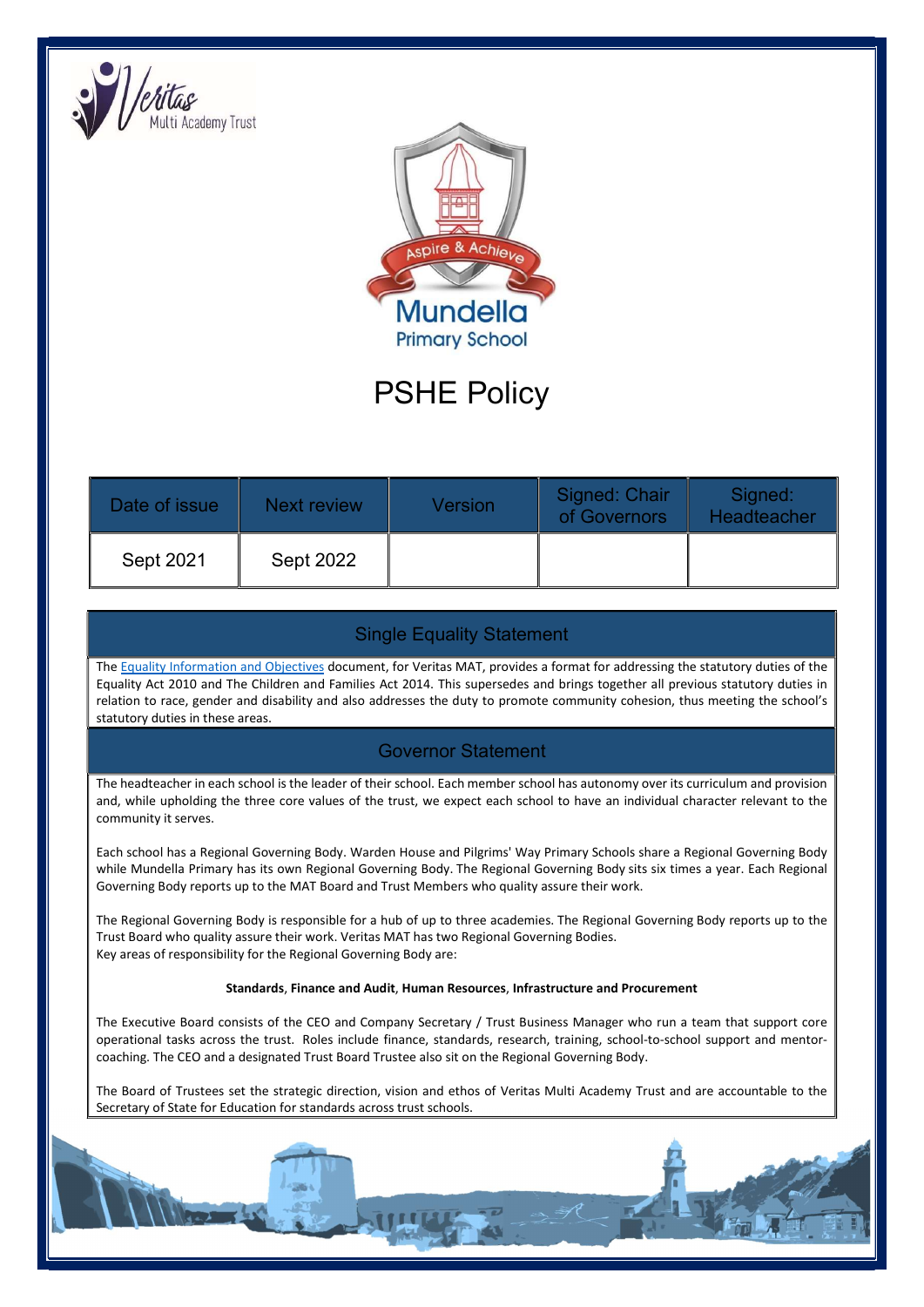Veritas Multi Academy Trust

Aspire & Achieve

Mundella Primary School

# PSHE Policy

| Date of issue | Next review | Version | Signed: Chair of Governors | Signed: Headteacher |
|---|---|---|---|---|
| Sept 2021 | Sept 2022 | | | |

## Single Equality Statement

The Equality Information and Objectives document, for Veritas MAT, provides a format for addressing the statutory duties of the Equality Act 2010 and The Children and Families Act 2014. This supersedes and brings together all previous statutory duties in relation to race, gender and disability and also addresses the duty to promote community cohesion, thus meeting the school's statutory duties in these areas.

## Governor Statement

The headteacher in each school is the leader of their school. Each member school has autonomy over its curriculum and provision and, while upholding the three core values of the trust, we expect each school to have an individual character relevant to the community it serves.

Each school has a Regional Governing Body. Warden House and Pilgrims' Way Primary Schools share a Regional Governing Body while Mundella Primary has its own Regional Governing Body. The Regional Governing Body sits six times a year. Each Regional Governing Body reports up to the MAT Board and Trust Members who quality assure their work.

The Regional Governing Body is responsible for a hub of up to three academies. The Regional Governing Body reports up to the Trust Board who quality assure their work. Veritas MAT has two Regional Governing Bodies.
Key areas of responsibility for the Regional Governing Body are:

**Standards**, **Finance and Audit**, **Human Resources**, **Infrastructure and Procurement**

The Executive Board consists of the CEO and Company Secretary / Trust Business Manager who run a team that support core operational tasks across the trust. Roles include finance, standards, research, training, school-to-school support and mentor-coaching. The CEO and a designated Trust Board Trustee also sit on the Regional Governing Body.

The Board of Trustees set the strategic direction, vision and ethos of Veritas Multi Academy Trust and are accountable to the Secretary of State for Education for standards across trust schools.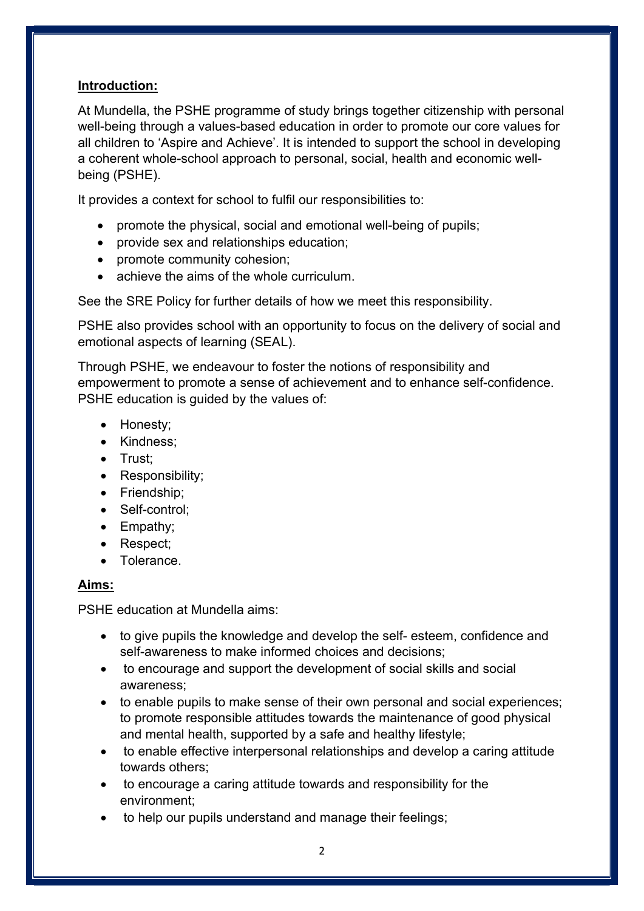## Introduction:

At Mundella, the PSHE programme of study brings together citizenship with personal well-being through a values-based education in order to promote our core values for all children to 'Aspire and Achieve'. It is intended to support the school in developing a coherent whole-school approach to personal, social, health and economic well-being (PSHE).

It provides a context for school to fulfil our responsibilities to:

- promote the physical, social and emotional well-being of pupils;
- provide sex and relationships education;
- promote community cohesion;
- achieve the aims of the whole curriculum.

See the SRE Policy for further details of how we meet this responsibility.

PSHE also provides school with an opportunity to focus on the delivery of social and emotional aspects of learning (SEAL).

Through PSHE, we endeavour to foster the notions of responsibility and empowerment to promote a sense of achievement and to enhance self-confidence. PSHE education is guided by the values of:

- Honesty;
- Kindness;
- Trust;
- Responsibility;
- Friendship;
- Self-control;
- Empathy;
- Respect;
- Tolerance.

## Aims:

PSHE education at Mundella aims:

- to give pupils the knowledge and develop the self- esteem, confidence and self-awareness to make informed choices and decisions;
- to encourage and support the development of social skills and social awareness;
- to enable pupils to make sense of their own personal and social experiences; to promote responsible attitudes towards the maintenance of good physical and mental health, supported by a safe and healthy lifestyle;
- to enable effective interpersonal relationships and develop a caring attitude towards others;
- to encourage a caring attitude towards and responsibility for the environment;
- to help our pupils understand and manage their feelings;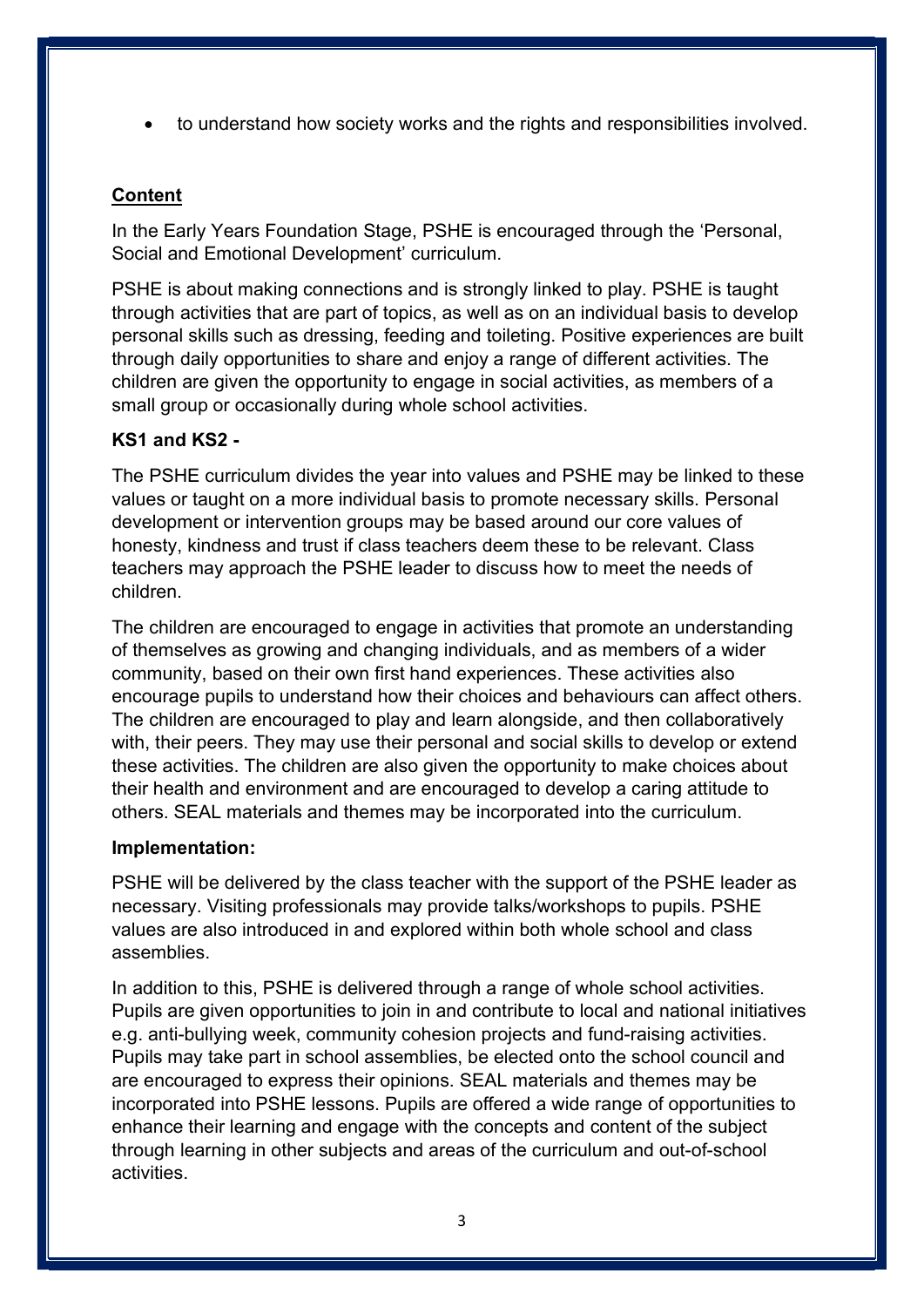- to understand how society works and the rights and responsibilities involved.

## Content

In the Early Years Foundation Stage, PSHE is encouraged through the 'Personal, Social and Emotional Development' curriculum.

PSHE is about making connections and is strongly linked to play. PSHE is taught through activities that are part of topics, as well as on an individual basis to develop personal skills such as dressing, feeding and toileting. Positive experiences are built through daily opportunities to share and enjoy a range of different activities. The children are given the opportunity to engage in social activities, as members of a small group or occasionally during whole school activities.

### KS1 and KS2 -

The PSHE curriculum divides the year into values and PSHE may be linked to these values or taught on a more individual basis to promote necessary skills. Personal development or intervention groups may be based around our core values of honesty, kindness and trust if class teachers deem these to be relevant. Class teachers may approach the PSHE leader to discuss how to meet the needs of children.

The children are encouraged to engage in activities that promote an understanding of themselves as growing and changing individuals, and as members of a wider community, based on their own first hand experiences. These activities also encourage pupils to understand how their choices and behaviours can affect others. The children are encouraged to play and learn alongside, and then collaboratively with, their peers. They may use their personal and social skills to develop or extend these activities. The children are also given the opportunity to make choices about their health and environment and are encouraged to develop a caring attitude to others. SEAL materials and themes may be incorporated into the curriculum.

### Implementation:

PSHE will be delivered by the class teacher with the support of the PSHE leader as necessary. Visiting professionals may provide talks/workshops to pupils. PSHE values are also introduced in and explored within both whole school and class assemblies.

In addition to this, PSHE is delivered through a range of whole school activities. Pupils are given opportunities to join in and contribute to local and national initiatives e.g. anti-bullying week, community cohesion projects and fund-raising activities. Pupils may take part in school assemblies, be elected onto the school council and are encouraged to express their opinions. SEAL materials and themes may be incorporated into PSHE lessons. Pupils are offered a wide range of opportunities to enhance their learning and engage with the concepts and content of the subject through learning in other subjects and areas of the curriculum and out-of-school activities.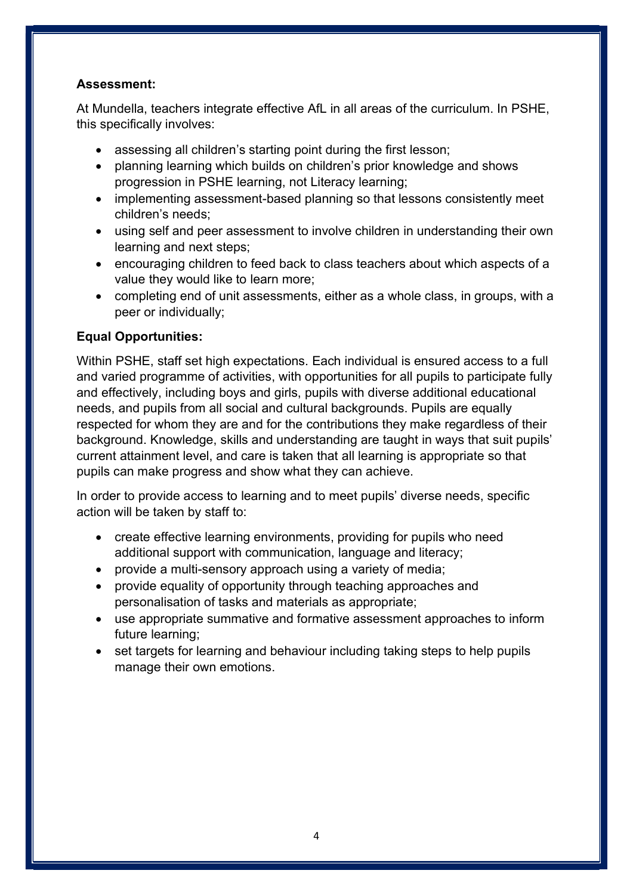**Assessment:**

At Mundella, teachers integrate effective AfL in all areas of the curriculum. In PSHE, this specifically involves:

- assessing all children's starting point during the first lesson;
- planning learning which builds on children's prior knowledge and shows progression in PSHE learning, not Literacy learning;
- implementing assessment-based planning so that lessons consistently meet children's needs;
- using self and peer assessment to involve children in understanding their own learning and next steps;
- encouraging children to feed back to class teachers about which aspects of a value they would like to learn more;
- completing end of unit assessments, either as a whole class, in groups, with a peer or individually;

**Equal Opportunities:**

Within PSHE, staff set high expectations. Each individual is ensured access to a full and varied programme of activities, with opportunities for all pupils to participate fully and effectively, including boys and girls, pupils with diverse additional educational needs, and pupils from all social and cultural backgrounds. Pupils are equally respected for whom they are and for the contributions they make regardless of their background. Knowledge, skills and understanding are taught in ways that suit pupils' current attainment level, and care is taken that all learning is appropriate so that pupils can make progress and show what they can achieve.

In order to provide access to learning and to meet pupils' diverse needs, specific action will be taken by staff to:

- create effective learning environments, providing for pupils who need additional support with communication, language and literacy;
- provide a multi-sensory approach using a variety of media;
- provide equality of opportunity through teaching approaches and personalisation of tasks and materials as appropriate;
- use appropriate summative and formative assessment approaches to inform future learning;
- set targets for learning and behaviour including taking steps to help pupils manage their own emotions.